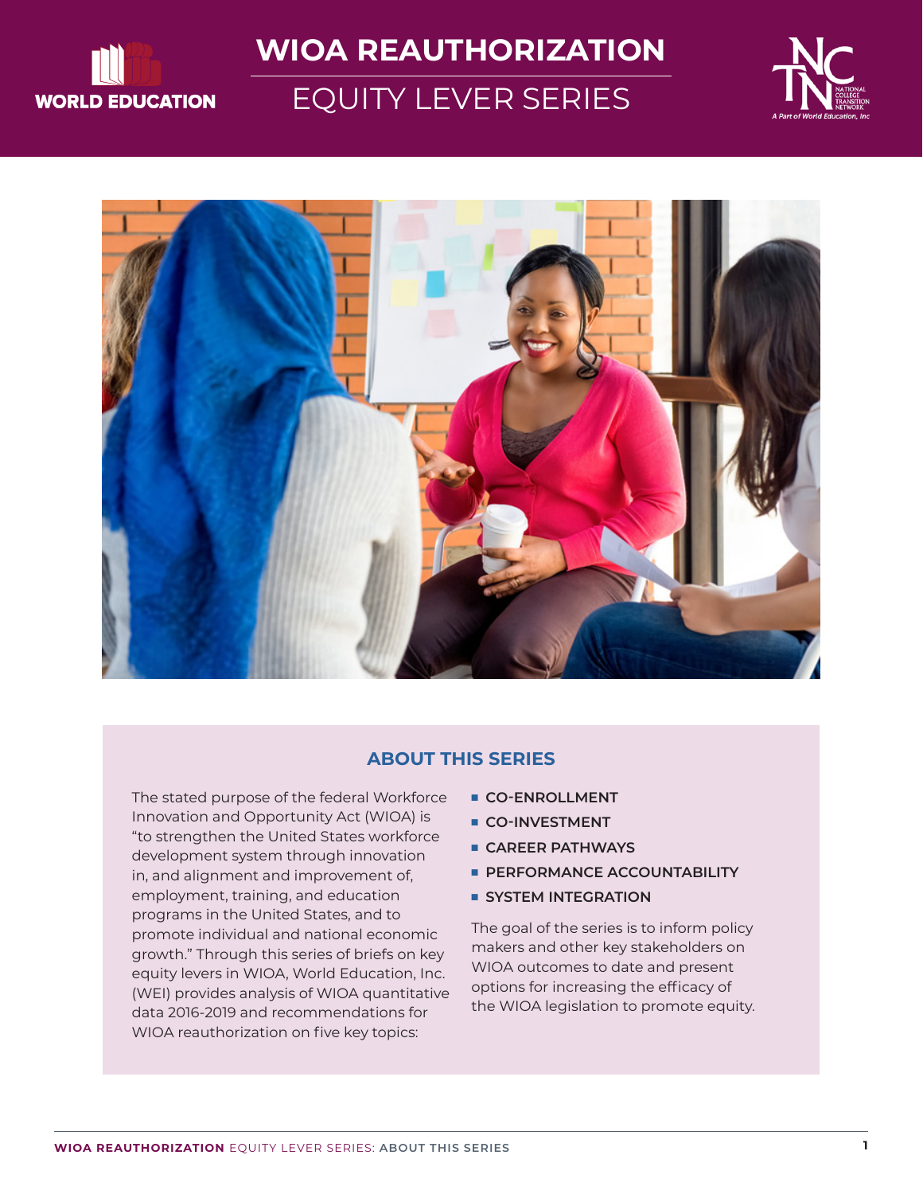# WIOA REAUTHORIZATION

## EQUITY LEVER SERIES

### ABOUT THIS SERIES

The stated purpose of the federal Workforce Innovation and Opportunity Act (WIOA) is "to strengthen the United States workforce development system through innovation in, and alignment and improvement of, employment, training, and education programs in the United States, and to promote individual and national economic growth." Through this series of briefs on key equity levers in WIOA, World Education, Inc. (WEI) provides analysis of WIOA quantitative data 2016-2019 and recommendations for WIOA reauthorization on five key topics:

- **CO-ENROLLMENT**
- **CO-INVESTMENT**
- **CAREER PATHWAYS**
- **PERFORMANCE ACCOUNTABILITY**
- **SYSTEM INTEGRATION**

The goal of the series is to inform policy makers and other key stakeholders on WIOA outcomes to date and present options for increasing the efficacy of the WIOA legislation to promote equity.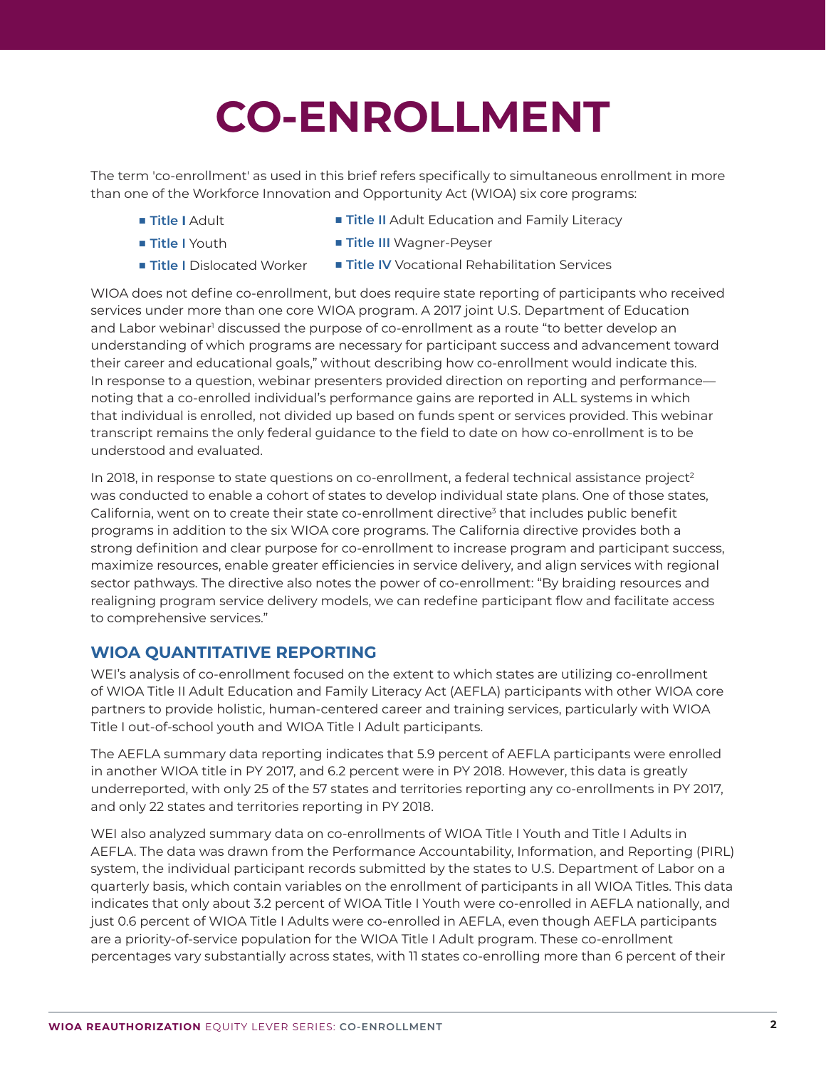# CO-ENROLLMENT

The term 'co-enrollment' as used in this brief refers specifically to simultaneous enrollment in more than one of the Workforce Innovation and Opportunity Act (WIOA) six core programs:

- **Title I** Adult
- **Title I** Youth
- **Title I** Dislocated Worker
- **Title II** Adult Education and Family Literacy
- **Title III** Wagner-Peyser
- **Title IV** Vocational Rehabilitation Services

WIOA does not define co-enrollment, but does require state reporting of participants who received services under more than one core WIOA program. A 2017 joint U.S. Department of Education and Labor webinar[1] discussed the purpose of co-enrollment as a route "to better develop an understanding of which programs are necessary for participant success and advancement toward their career and educational goals," without describing how co-enrollment would indicate this. In response to a question, webinar presenters provided direction on reporting and performance—noting that a co-enrolled individual's performance gains are reported in ALL systems in which that individual is enrolled, not divided up based on funds spent or services provided. This webinar transcript remains the only federal guidance to the field to date on how co-enrollment is to be understood and evaluated.

In 2018, in response to state questions on co-enrollment, a federal technical assistance project[2] was conducted to enable a cohort of states to develop individual state plans. One of those states, California, went on to create their state co-enrollment directive[3] that includes public benefit programs in addition to the six WIOA core programs. The California directive provides both a strong definition and clear purpose for co-enrollment to increase program and participant success, maximize resources, enable greater efficiencies in service delivery, and align services with regional sector pathways. The directive also notes the power of co-enrollment: "By braiding resources and realigning program service delivery models, we can redefine participant flow and facilitate access to comprehensive services."

## WIOA QUANTITATIVE REPORTING

WEI's analysis of co-enrollment focused on the extent to which states are utilizing co-enrollment of WIOA Title II Adult Education and Family Literacy Act (AEFLA) participants with other WIOA core partners to provide holistic, human-centered career and training services, particularly with WIOA Title I out-of-school youth and WIOA Title I Adult participants.

The AEFLA summary data reporting indicates that 5.9 percent of AEFLA participants were enrolled in another WIOA title in PY 2017, and 6.2 percent were in PY 2018. However, this data is greatly underreported, with only 25 of the 57 states and territories reporting any co-enrollments in PY 2017, and only 22 states and territories reporting in PY 2018.

WEI also analyzed summary data on co-enrollments of WIOA Title I Youth and Title I Adults in AEFLA. The data was drawn from the Performance Accountability, Information, and Reporting (PIRL) system, the individual participant records submitted by the states to U.S. Department of Labor on a quarterly basis, which contain variables on the enrollment of participants in all WIOA Titles. This data indicates that only about 3.2 percent of WIOA Title I Youth were co-enrolled in AEFLA nationally, and just 0.6 percent of WIOA Title I Adults were co-enrolled in AEFLA, even though AEFLA participants are a priority-of-service population for the WIOA Title I Adult program. These co-enrollment percentages vary substantially across states, with 11 states co-enrolling more than 6 percent of their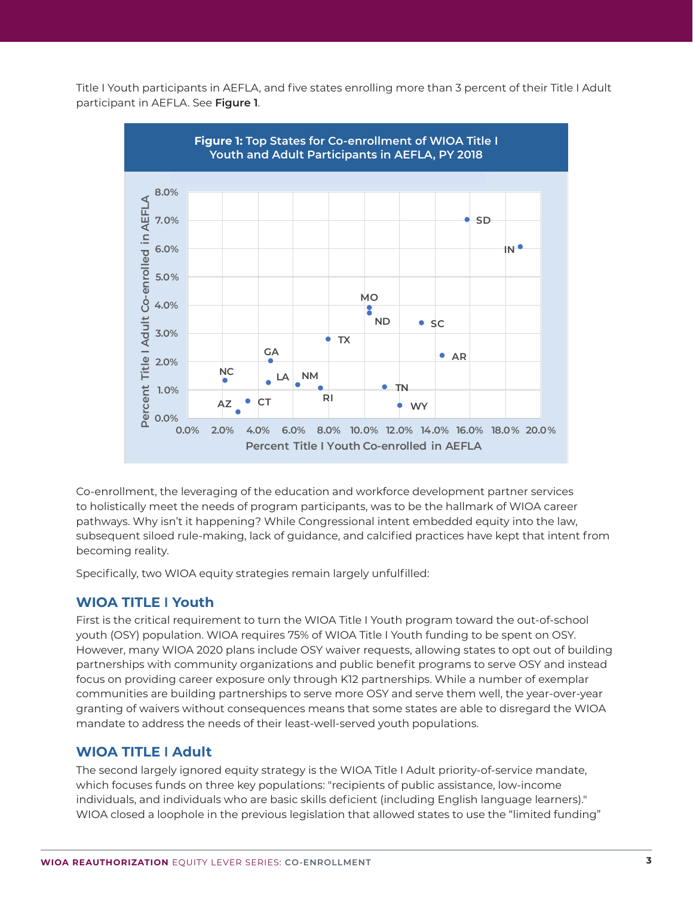Title I Youth participants in AEFLA, and five states enrolling more than 3 percent of their Title I Adult participant in AEFLA. See **Figure 1**.

**Figure 1:** Top States for Co-enrollment of WIOA Title I Youth and Adult Participants in AEFLA, PY 2018

Co-enrollment, the leveraging of the education and workforce development partner services to holistically meet the needs of program participants, was to be the hallmark of WIOA career pathways. Why isn't it happening? While Congressional intent embedded equity into the law, subsequent siloed rule-making, lack of guidance, and calcified practices have kept that intent from becoming reality.

Specifically, two WIOA equity strategies remain largely unfulfilled:

## WIOA TITLE I Youth

First is the critical requirement to turn the WIOA Title I Youth program toward the out-of-school youth (OSY) population. WIOA requires 75% of WIOA Title I Youth funding to be spent on OSY. However, many WIOA 2020 plans include OSY waiver requests, allowing states to opt out of building partnerships with community organizations and public benefit programs to serve OSY and instead focus on providing career exposure only through K12 partnerships. While a number of exemplar communities are building partnerships to serve more OSY and serve them well, the year-over-year granting of waivers without consequences means that some states are able to disregard the WIOA mandate to address the needs of their least-well-served youth populations.

## WIOA TITLE I Adult

The second largely ignored equity strategy is the WIOA Title I Adult priority-of-service mandate, which focuses funds on three key populations: "recipients of public assistance, low-income individuals, and individuals who are basic skills deficient (including English language learners)." WIOA closed a loophole in the previous legislation that allowed states to use the "limited funding"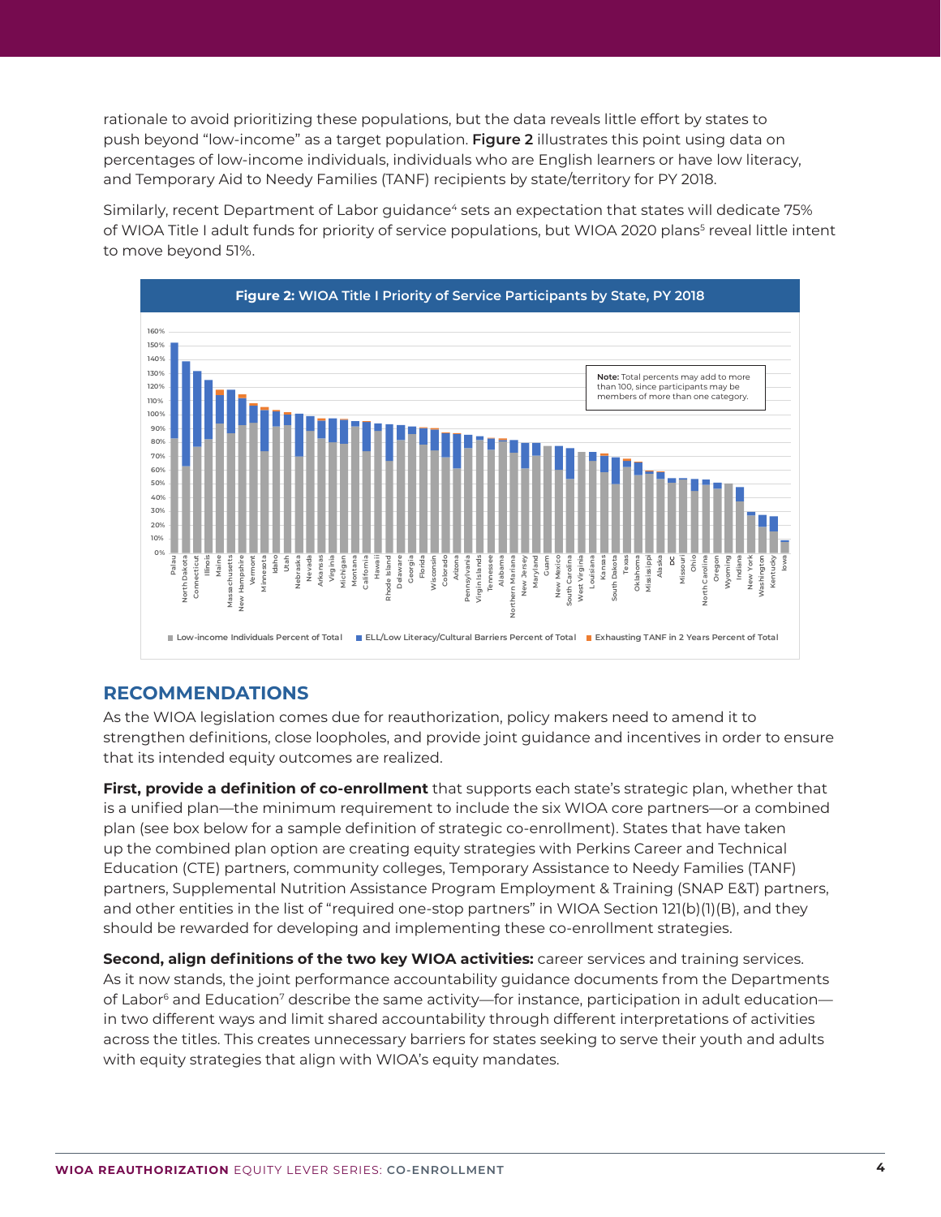rationale to avoid prioritizing these populations, but the data reveals little effort by states to push beyond "low-income" as a target population. **Figure 2** illustrates this point using data on percentages of low-income individuals, individuals who are English learners or have low literacy, and Temporary Aid to Needy Families (TANF) recipients by state/territory for PY 2018.

Similarly, recent Department of Labor guidance[4] sets an expectation that states will dedicate 75% of WIOA Title I adult funds for priority of service populations, but WIOA 2020 plans[5] reveal little intent to move beyond 51%.

**Figure 2:** WIOA Title I Priority of Service Participants by State, PY 2018

## RECOMMENDATIONS

As the WIOA legislation comes due for reauthorization, policy makers need to amend it to strengthen definitions, close loopholes, and provide joint guidance and incentives in order to ensure that its intended equity outcomes are realized.

**First, provide a definition of co-enrollment** that supports each state's strategic plan, whether that is a unified plan—the minimum requirement to include the six WIOA core partners—or a combined plan (see box below for a sample definition of strategic co-enrollment). States that have taken up the combined plan option are creating equity strategies with Perkins Career and Technical Education (CTE) partners, community colleges, Temporary Assistance to Needy Families (TANF) partners, Supplemental Nutrition Assistance Program Employment & Training (SNAP E&T) partners, and other entities in the list of "required one-stop partners" in WIOA Section 121(b)(1)(B), and they should be rewarded for developing and implementing these co-enrollment strategies.

**Second, align definitions of the two key WIOA activities:** career services and training services. As it now stands, the joint performance accountability guidance documents from the Departments of Labor[6] and Education[7] describe the same activity—for instance, participation in adult education—in two different ways and limit shared accountability through different interpretations of activities across the titles. This creates unnecessary barriers for states seeking to serve their youth and adults with equity strategies that align with WIOA's equity mandates.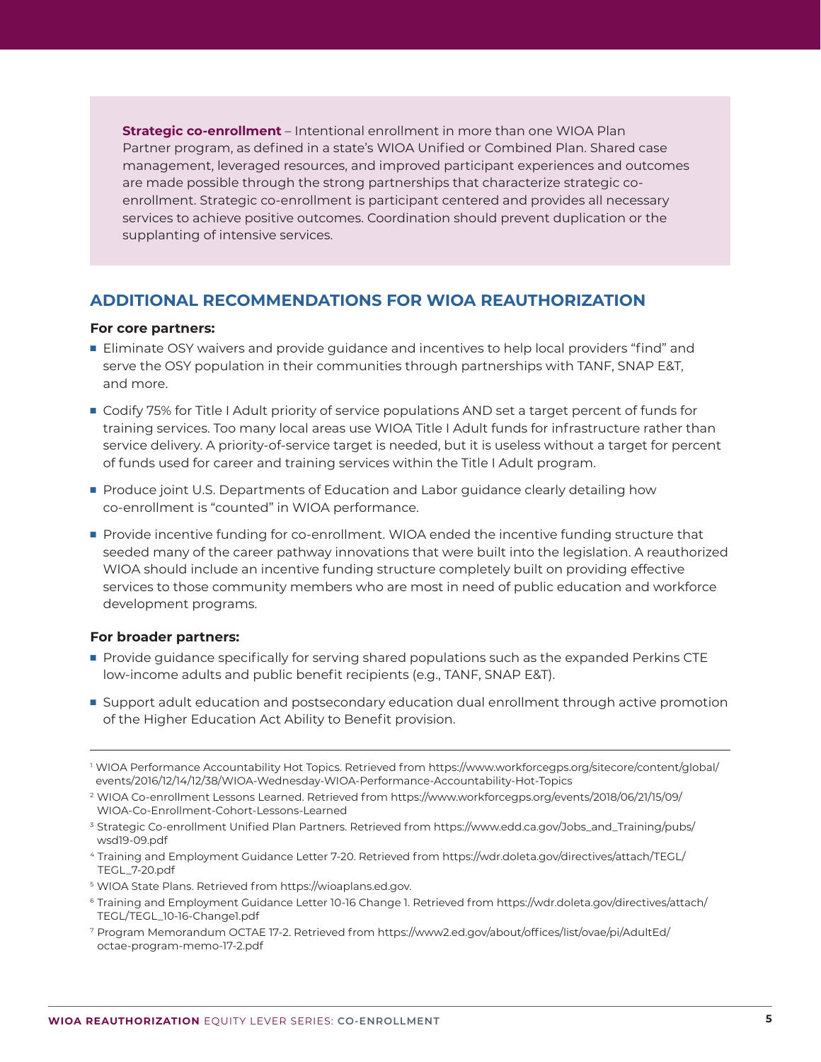**Strategic co-enrollment** – Intentional enrollment in more than one WIOA Plan Partner program, as defined in a state's WIOA Unified or Combined Plan. Shared case management, leveraged resources, and improved participant experiences and outcomes are made possible through the strong partnerships that characterize strategic co-enrollment. Strategic co-enrollment is participant centered and provides all necessary services to achieve positive outcomes. Coordination should prevent duplication or the supplanting of intensive services.

## ADDITIONAL RECOMMENDATIONS FOR WIOA REAUTHORIZATION

**For core partners:**

- Eliminate OSY waivers and provide guidance and incentives to help local providers "find" and serve the OSY population in their communities through partnerships with TANF, SNAP E&T, and more.
- Codify 75% for Title I Adult priority of service populations AND set a target percent of funds for training services. Too many local areas use WIOA Title I Adult funds for infrastructure rather than service delivery. A priority-of-service target is needed, but it is useless without a target for percent of funds used for career and training services within the Title I Adult program.
- Produce joint U.S. Departments of Education and Labor guidance clearly detailing how co-enrollment is "counted" in WIOA performance.
- Provide incentive funding for co-enrollment. WIOA ended the incentive funding structure that seeded many of the career pathway innovations that were built into the legislation. A reauthorized WIOA should include an incentive funding structure completely built on providing effective services to those community members who are most in need of public education and workforce development programs.

**For broader partners:**

- Provide guidance specifically for serving shared populations such as the expanded Perkins CTE low-income adults and public benefit recipients (e.g., TANF, SNAP E&T).
- Support adult education and postsecondary education dual enrollment through active promotion of the Higher Education Act Ability to Benefit provision.

---

[1] WIOA Performance Accountability Hot Topics. Retrieved from https://www.workforcegps.org/sitecore/content/global/events/2016/12/14/12/38/WIOA-Wednesday-WIOA-Performance-Accountability-Hot-Topics

[2] WIOA Co-enrollment Lessons Learned. Retrieved from https://www.workforcegps.org/events/2018/06/21/15/09/WIOA-Co-Enrollment-Cohort-Lessons-Learned

[3] Strategic Co-enrollment Unified Plan Partners. Retrieved from https://www.edd.ca.gov/Jobs_and_Training/pubs/wsd19-09.pdf

[4] Training and Employment Guidance Letter 7-20. Retrieved from https://wdr.doleta.gov/directives/attach/TEGL/TEGL_7-20.pdf

[5] WIOA State Plans. Retrieved from https://wioaplans.ed.gov.

[6] Training and Employment Guidance Letter 10-16 Change 1. Retrieved from https://wdr.doleta.gov/directives/attach/TEGL/TEGL_10-16-Change1.pdf

[7] Program Memorandum OCTAE 17-2. Retrieved from https://www2.ed.gov/about/offices/list/ovae/pi/AdultEd/octae-program-memo-17-2.pdf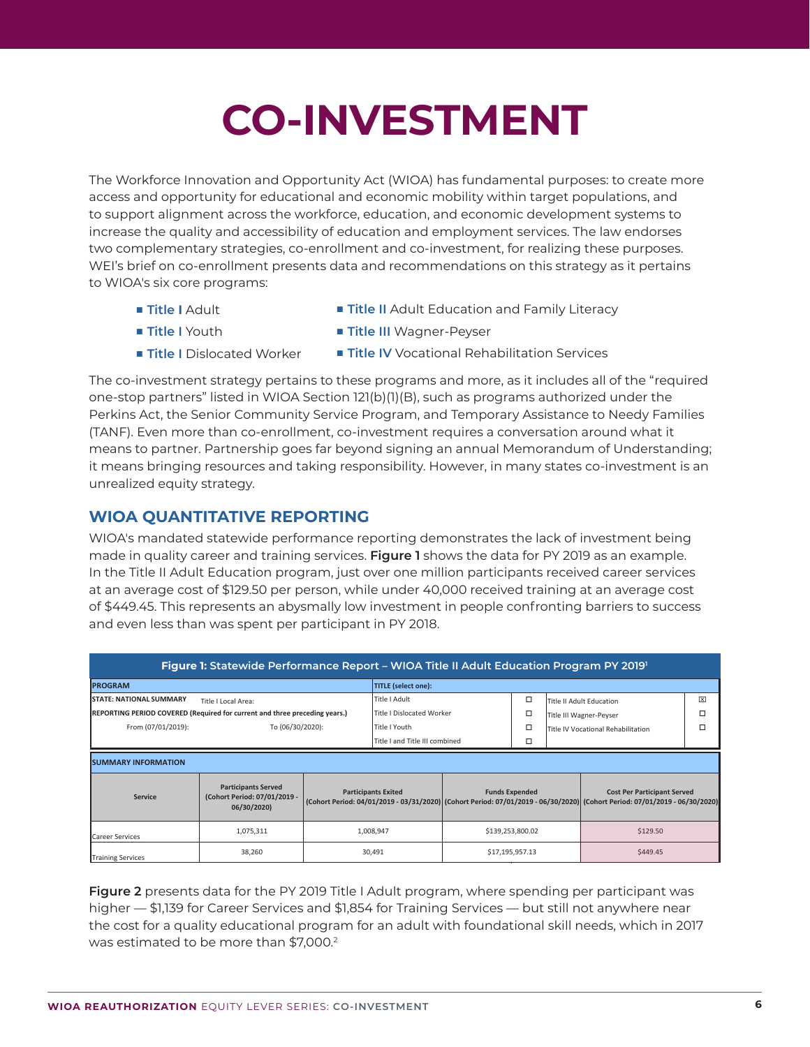# CO-INVESTMENT

The Workforce Innovation and Opportunity Act (WIOA) has fundamental purposes: to create more access and opportunity for educational and economic mobility within target populations, and to support alignment across the workforce, education, and economic development systems to increase the quality and accessibility of education and employment services. The law endorses two complementary strategies, co-enrollment and co-investment, for realizing these purposes. WEI's brief on co-enrollment presents data and recommendations on this strategy as it pertains to WIOA's six core programs:

- **Title I** Adult
- **Title I** Youth
- **Title I** Dislocated Worker
- **Title II** Adult Education and Family Literacy
- **Title III** Wagner-Peyser
- **Title IV** Vocational Rehabilitation Services

The co-investment strategy pertains to these programs and more, as it includes all of the "required one-stop partners" listed in WIOA Section 121(b)(1)(B), such as programs authorized under the Perkins Act, the Senior Community Service Program, and Temporary Assistance to Needy Families (TANF). Even more than co-enrollment, co-investment requires a conversation around what it means to partner. Partnership goes far beyond signing an annual Memorandum of Understanding; it means bringing resources and taking responsibility. However, in many states co-investment is an unrealized equity strategy.

## WIOA QUANTITATIVE REPORTING

WIOA's mandated statewide performance reporting demonstrates the lack of investment being made in quality career and training services. **Figure 1** shows the data for PY 2019 as an example. In the Title II Adult Education program, just over one million participants received career services at an average cost of $129.50 per person, while under 40,000 received training at an average cost of $449.45. This represents an abysmally low investment in people confronting barriers to success and even less than was spent per participant in PY 2018.

**Figure 1:** Statewide Performance Report – WIOA Title II Adult Education Program PY 2019[1]

| PROGRAM | | TITLE (select one): | | | |
|---|---|---|---|---|---|
| STATE: NATIONAL SUMMARY | Title I Local Area: | Title I Adult | ☐ | Title II Adult Education | ☒ |
| REPORTING PERIOD COVERED (Required for current and three preceding years.) | | Title I Dislocated Worker | ☐ | Title III Wagner-Peyser | ☐ |
| From (07/01/2019): | To (06/30/2020): | Title I Youth | ☐ | Title IV Vocational Rehabilitation | ☐ |
| | | Title I and Title III combined | ☐ | | |

SUMMARY INFORMATION

| Service | Participants Served (Cohort Period: 07/01/2019 - 06/30/2020) | Participants Exited (Cohort Period: 04/01/2019 - 03/31/2020) | Funds Expended (Cohort Period: 07/01/2019 - 06/30/2020) | Cost Per Participant Served (Cohort Period: 07/01/2019 - 06/30/2020) |
|---|---|---|---|---|
| Career Services | 1,075,311 | 1,008,947 | $139,253,800.02 | $129.50 |
| Training Services | 38,260 | 30,491 | $17,195,957.13 | $449.45 |

**Figure 2** presents data for the PY 2019 Title I Adult program, where spending per participant was higher — $1,139 for Career Services and $1,854 for Training Services — but still not anywhere near the cost for a quality educational program for an adult with foundational skill needs, which in 2017 was estimated to be more than $7,000.[2]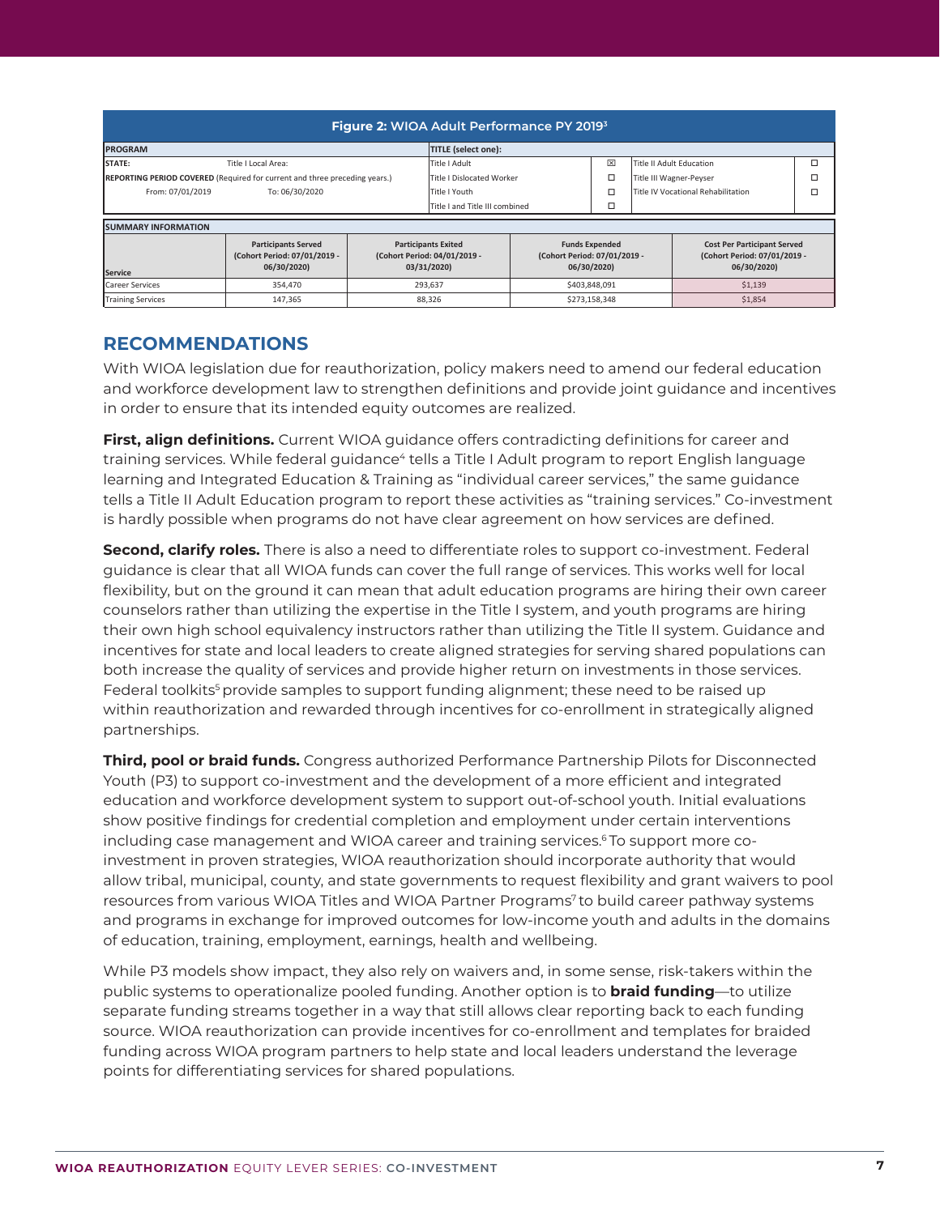**Figure 2:** WIOA Adult Performance PY 2019[3]

| PROGRAM | | TITLE (select one): | | | |
|---|---|---|---|---|---|
| STATE: | Title I Local Area: | Title I Adult | ☒ | Title II Adult Education | ☐ |
| REPORTING PERIOD COVERED (Required for current and three preceding years.) | | Title I Dislocated Worker | ☐ | Title III Wagner-Peyser | ☐ |
| From: 07/01/2019 | To: 06/30/2020 | Title I Youth | ☐ | Title IV Vocational Rehabilitation | ☐ |
| | | Title I and Title III combined | ☐ | | |

SUMMARY INFORMATION

| Service | Participants Served (Cohort Period: 07/01/2019 - 06/30/2020) | Participants Exited (Cohort Period: 04/01/2019 - 03/31/2020) | Funds Expended (Cohort Period: 07/01/2019 - 06/30/2020) | Cost Per Participant Served (Cohort Period: 07/01/2019 - 06/30/2020) |
|---|---|---|---|---|
| Career Services | 354,470 | 293,637 | $403,848,091 | $1,139 |
| Training Services | 147,365 | 88,326 | $273,158,348 | $1,854 |

## RECOMMENDATIONS

With WIOA legislation due for reauthorization, policy makers need to amend our federal education and workforce development law to strengthen definitions and provide joint guidance and incentives in order to ensure that its intended equity outcomes are realized.

**First, align definitions.** Current WIOA guidance offers contradicting definitions for career and training services. While federal guidance[4] tells a Title I Adult program to report English language learning and Integrated Education & Training as "individual career services," the same guidance tells a Title II Adult Education program to report these activities as "training services." Co-investment is hardly possible when programs do not have clear agreement on how services are defined.

**Second, clarify roles.** There is also a need to differentiate roles to support co-investment. Federal guidance is clear that all WIOA funds can cover the full range of services. This works well for local flexibility, but on the ground it can mean that adult education programs are hiring their own career counselors rather than utilizing the expertise in the Title I system, and youth programs are hiring their own high school equivalency instructors rather than utilizing the Title II system. Guidance and incentives for state and local leaders to create aligned strategies for serving shared populations can both increase the quality of services and provide higher return on investments in those services. Federal toolkits[5] provide samples to support funding alignment; these need to be raised up within reauthorization and rewarded through incentives for co-enrollment in strategically aligned partnerships.

**Third, pool or braid funds.** Congress authorized Performance Partnership Pilots for Disconnected Youth (P3) to support co-investment and the development of a more efficient and integrated education and workforce development system to support out-of-school youth. Initial evaluations show positive findings for credential completion and employment under certain interventions including case management and WIOA career and training services.[6] To support more co-investment in proven strategies, WIOA reauthorization should incorporate authority that would allow tribal, municipal, county, and state governments to request flexibility and grant waivers to pool resources from various WIOA Titles and WIOA Partner Programs[7] to build career pathway systems and programs in exchange for improved outcomes for low-income youth and adults in the domains of education, training, employment, earnings, health and wellbeing.

While P3 models show impact, they also rely on waivers and, in some sense, risk-takers within the public systems to operationalize pooled funding. Another option is to **braid funding**—to utilize separate funding streams together in a way that still allows clear reporting back to each funding source. WIOA reauthorization can provide incentives for co-enrollment and templates for braided funding across WIOA program partners to help state and local leaders understand the leverage points for differentiating services for shared populations.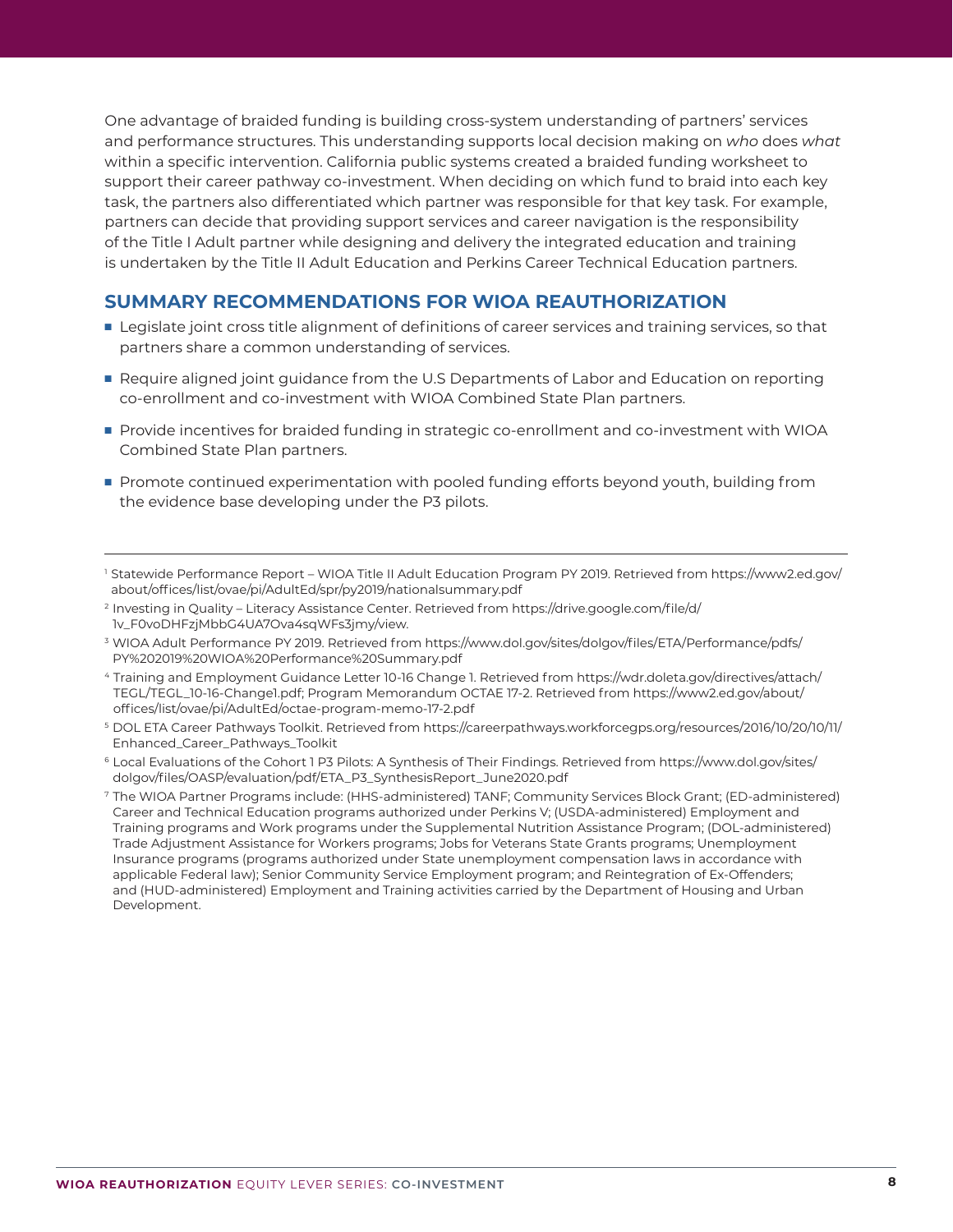One advantage of braided funding is building cross-system understanding of partners' services and performance structures. This understanding supports local decision making on *who* does *what* within a specific intervention. California public systems created a braided funding worksheet to support their career pathway co-investment. When deciding on which fund to braid into each key task, the partners also differentiated which partner was responsible for that key task. For example, partners can decide that providing support services and career navigation is the responsibility of the Title I Adult partner while designing and delivery the integrated education and training is undertaken by the Title II Adult Education and Perkins Career Technical Education partners.

## SUMMARY RECOMMENDATIONS FOR WIOA REAUTHORIZATION

- Legislate joint cross title alignment of definitions of career services and training services, so that partners share a common understanding of services.
- Require aligned joint guidance from the U.S Departments of Labor and Education on reporting co-enrollment and co-investment with WIOA Combined State Plan partners.
- Provide incentives for braided funding in strategic co-enrollment and co-investment with WIOA Combined State Plan partners.
- Promote continued experimentation with pooled funding efforts beyond youth, building from the evidence base developing under the P3 pilots.

---

[1] Statewide Performance Report – WIOA Title II Adult Education Program PY 2019. Retrieved from https://www2.ed.gov/about/offices/list/ovae/pi/AdultEd/spr/py2019/nationalsummary.pdf

[2] Investing in Quality – Literacy Assistance Center. Retrieved from https://drive.google.com/file/d/1v_F0voDHFzjMbbG4UA7Ova4sqWFs3jmy/view.

[3] WIOA Adult Performance PY 2019. Retrieved from https://www.dol.gov/sites/dolgov/files/ETA/Performance/pdfs/PY%202019%20WIOA%20Performance%20Summary.pdf

[4] Training and Employment Guidance Letter 10-16 Change 1. Retrieved from https://wdr.doleta.gov/directives/attach/TEGL/TEGL_10-16-Change1.pdf; Program Memorandum OCTAE 17-2. Retrieved from https://www2.ed.gov/about/offices/list/ovae/pi/AdultEd/octae-program-memo-17-2.pdf

[5] DOL ETA Career Pathways Toolkit. Retrieved from https://careerpathways.workforcegps.org/resources/2016/10/20/10/11/Enhanced_Career_Pathways_Toolkit

[6] Local Evaluations of the Cohort 1 P3 Pilots: A Synthesis of Their Findings. Retrieved from https://www.dol.gov/sites/dolgov/files/OASP/evaluation/pdf/ETA_P3_SynthesisReport_June2020.pdf

[7] The WIOA Partner Programs include: (HHS-administered) TANF; Community Services Block Grant; (ED-administered) Career and Technical Education programs authorized under Perkins V; (USDA-administered) Employment and Training programs and Work programs under the Supplemental Nutrition Assistance Program; (DOL-administered) Trade Adjustment Assistance for Workers programs; Jobs for Veterans State Grants programs; Unemployment Insurance programs (programs authorized under State unemployment compensation laws in accordance with applicable Federal law); Senior Community Service Employment program; and Reintegration of Ex-Offenders; and (HUD-administered) Employment and Training activities carried by the Department of Housing and Urban Development.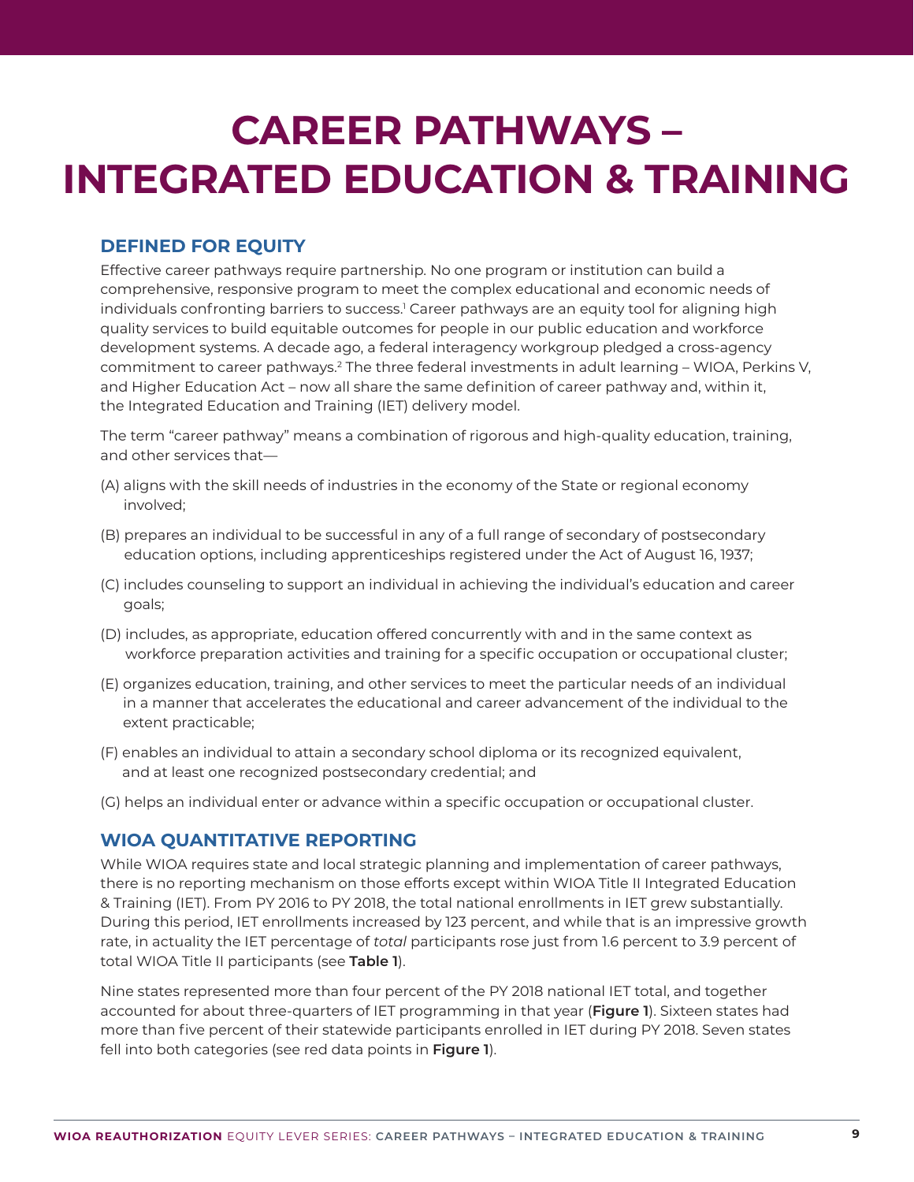# CAREER PATHWAYS – INTEGRATED EDUCATION & TRAINING

## DEFINED FOR EQUITY

Effective career pathways require partnership. No one program or institution can build a comprehensive, responsive program to meet the complex educational and economic needs of individuals confronting barriers to success.[1] Career pathways are an equity tool for aligning high quality services to build equitable outcomes for people in our public education and workforce development systems. A decade ago, a federal interagency workgroup pledged a cross-agency commitment to career pathways.[2] The three federal investments in adult learning – WIOA, Perkins V, and Higher Education Act – now all share the same definition of career pathway and, within it, the Integrated Education and Training (IET) delivery model.

The term "career pathway" means a combination of rigorous and high-quality education, training, and other services that—

(A) aligns with the skill needs of industries in the economy of the State or regional economy involved;

(B) prepares an individual to be successful in any of a full range of secondary of postsecondary education options, including apprenticeships registered under the Act of August 16, 1937;

(C) includes counseling to support an individual in achieving the individual's education and career goals;

(D) includes, as appropriate, education offered concurrently with and in the same context as workforce preparation activities and training for a specific occupation or occupational cluster;

(E) organizes education, training, and other services to meet the particular needs of an individual in a manner that accelerates the educational and career advancement of the individual to the extent practicable;

(F) enables an individual to attain a secondary school diploma or its recognized equivalent, and at least one recognized postsecondary credential; and

(G) helps an individual enter or advance within a specific occupation or occupational cluster.

## WIOA QUANTITATIVE REPORTING

While WIOA requires state and local strategic planning and implementation of career pathways, there is no reporting mechanism on those efforts except within WIOA Title II Integrated Education & Training (IET). From PY 2016 to PY 2018, the total national enrollments in IET grew substantially. During this period, IET enrollments increased by 123 percent, and while that is an impressive growth rate, in actuality the IET percentage of *total* participants rose just from 1.6 percent to 3.9 percent of total WIOA Title II participants (see **Table 1**).

Nine states represented more than four percent of the PY 2018 national IET total, and together accounted for about three-quarters of IET programming in that year (**Figure 1**). Sixteen states had more than five percent of their statewide participants enrolled in IET during PY 2018. Seven states fell into both categories (see red data points in **Figure 1**).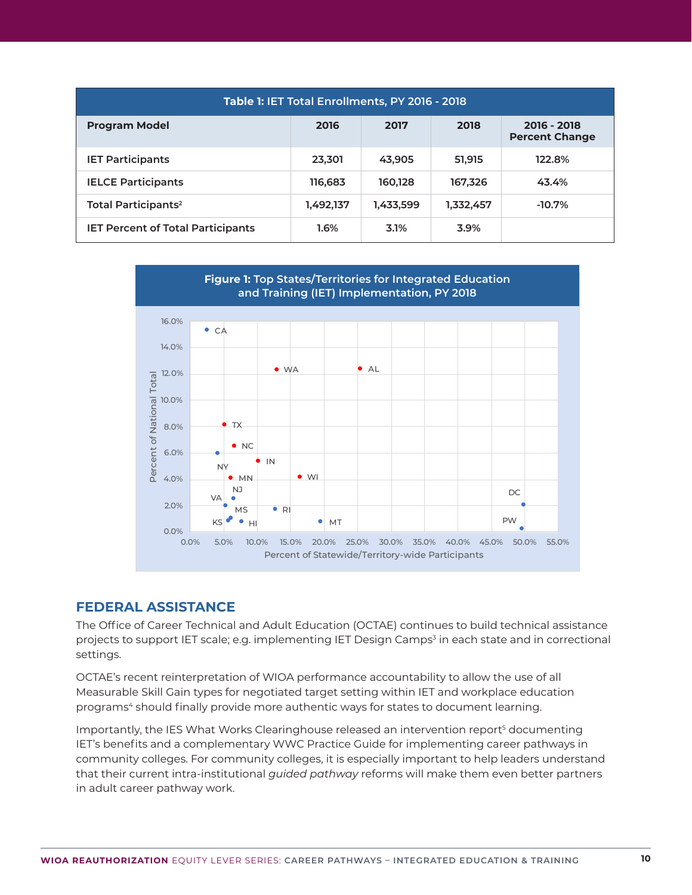**Table 1:** IET Total Enrollments, PY 2016 - 2018

| Program Model | 2016 | 2017 | 2018 | 2016 - 2018 Percent Change |
|---|---|---|---|---|
| IET Participants | 23,301 | 43,905 | 51,915 | 122.8% |
| IELCE Participants | 116,683 | 160,128 | 167,326 | 43.4% |
| Total Participants[2] | 1,492,137 | 1,433,599 | 1,332,457 | -10.7% |
| IET Percent of Total Participants | 1.6% | 3.1% | 3.9% | |

**Figure 1:** Top States/Territories for Integrated Education and Training (IET) Implementation, PY 2018

## FEDERAL ASSISTANCE

The Office of Career Technical and Adult Education (OCTAE) continues to build technical assistance projects to support IET scale; e.g. implementing IET Design Camps[3] in each state and in correctional settings.

OCTAE's recent reinterpretation of WIOA performance accountability to allow the use of all Measurable Skill Gain types for negotiated target setting within IET and workplace education programs[4] should finally provide more authentic ways for states to document learning.

Importantly, the IES What Works Clearinghouse released an intervention report[5] documenting IET's benefits and a complementary WWC Practice Guide for implementing career pathways in community colleges. For community colleges, it is especially important to help leaders understand that their current intra-institutional *guided pathway* reforms will make them even better partners in adult career pathway work.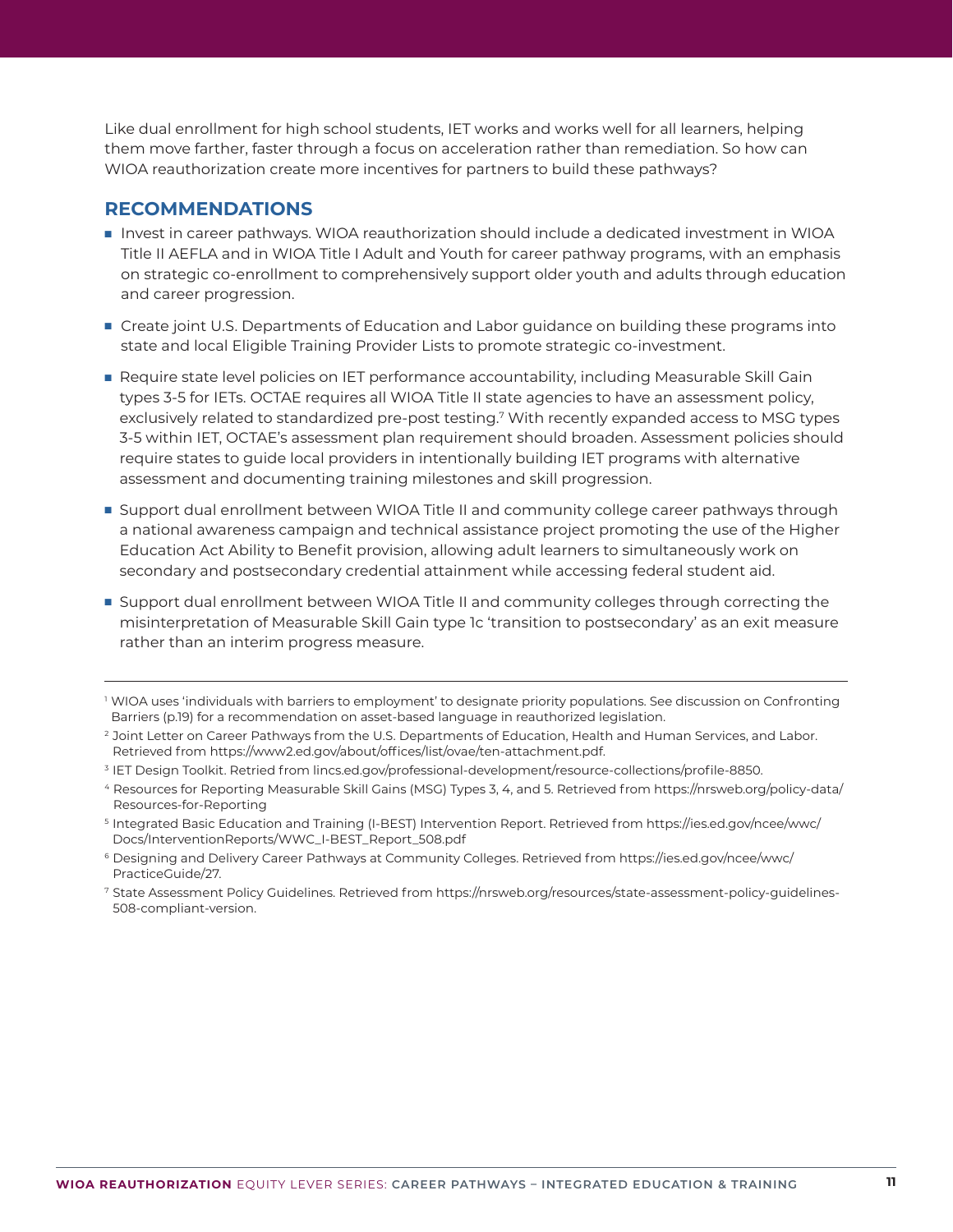Like dual enrollment for high school students, IET works and works well for all learners, helping them move farther, faster through a focus on acceleration rather than remediation. So how can WIOA reauthorization create more incentives for partners to build these pathways?

## RECOMMENDATIONS

- Invest in career pathways. WIOA reauthorization should include a dedicated investment in WIOA Title II AEFLA and in WIOA Title I Adult and Youth for career pathway programs, with an emphasis on strategic co-enrollment to comprehensively support older youth and adults through education and career progression.
- Create joint U.S. Departments of Education and Labor guidance on building these programs into state and local Eligible Training Provider Lists to promote strategic co-investment.
- Require state level policies on IET performance accountability, including Measurable Skill Gain types 3-5 for IETs. OCTAE requires all WIOA Title II state agencies to have an assessment policy, exclusively related to standardized pre-post testing.[7] With recently expanded access to MSG types 3-5 within IET, OCTAE's assessment plan requirement should broaden. Assessment policies should require states to guide local providers in intentionally building IET programs with alternative assessment and documenting training milestones and skill progression.
- Support dual enrollment between WIOA Title II and community college career pathways through a national awareness campaign and technical assistance project promoting the use of the Higher Education Act Ability to Benefit provision, allowing adult learners to simultaneously work on secondary and postsecondary credential attainment while accessing federal student aid.
- Support dual enrollment between WIOA Title II and community colleges through correcting the misinterpretation of Measurable Skill Gain type 1c 'transition to postsecondary' as an exit measure rather than an interim progress measure.

---

[1] WIOA uses 'individuals with barriers to employment' to designate priority populations. See discussion on Confronting Barriers (p.19) for a recommendation on asset-based language in reauthorized legislation.

[2] Joint Letter on Career Pathways from the U.S. Departments of Education, Health and Human Services, and Labor. Retrieved from https://www2.ed.gov/about/offices/list/ovae/ten-attachment.pdf.

[3] IET Design Toolkit. Retried from lincs.ed.gov/professional-development/resource-collections/profile-8850.

[4] Resources for Reporting Measurable Skill Gains (MSG) Types 3, 4, and 5. Retrieved from https://nrsweb.org/policy-data/Resources-for-Reporting

[5] Integrated Basic Education and Training (I-BEST) Intervention Report. Retrieved from https://ies.ed.gov/ncee/wwc/Docs/InterventionReports/WWC_I-BEST_Report_508.pdf

[6] Designing and Delivery Career Pathways at Community Colleges. Retrieved from https://ies.ed.gov/ncee/wwc/PracticeGuide/27.

[7] State Assessment Policy Guidelines. Retrieved from https://nrsweb.org/resources/state-assessment-policy-guidelines-508-compliant-version.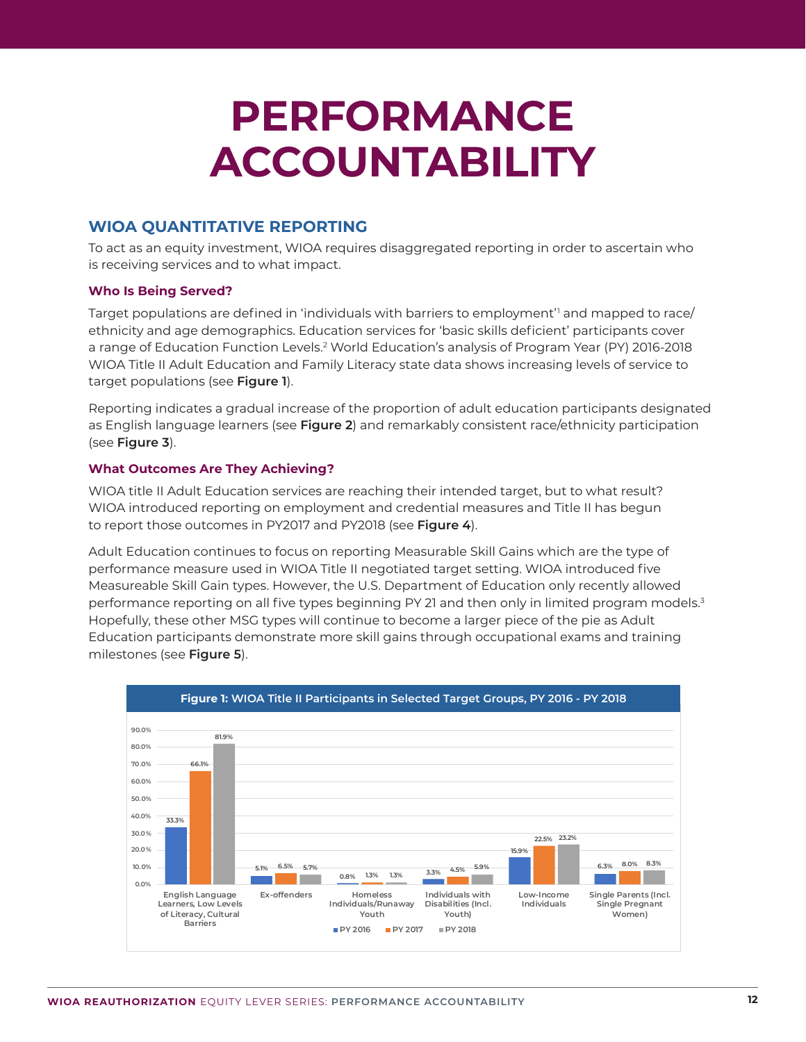# PERFORMANCE ACCOUNTABILITY

## WIOA QUANTITATIVE REPORTING

To act as an equity investment, WIOA requires disaggregated reporting in order to ascertain who is receiving services and to what impact.

### Who Is Being Served?

Target populations are defined in 'individuals with barriers to employment'[1] and mapped to race/ethnicity and age demographics. Education services for 'basic skills deficient' participants cover a range of Education Function Levels.[2] World Education's analysis of Program Year (PY) 2016-2018 WIOA Title II Adult Education and Family Literacy state data shows increasing levels of service to target populations (see **Figure 1**).

Reporting indicates a gradual increase of the proportion of adult education participants designated as English language learners (see **Figure 2**) and remarkably consistent race/ethnicity participation (see **Figure 3**).

### What Outcomes Are They Achieving?

WIOA title II Adult Education services are reaching their intended target, but to what result? WIOA introduced reporting on employment and credential measures and Title II has begun to report those outcomes in PY2017 and PY2018 (see **Figure 4**).

Adult Education continues to focus on reporting Measurable Skill Gains which are the type of performance measure used in WIOA Title II negotiated target setting. WIOA introduced five Measureable Skill Gain types. However, the U.S. Department of Education only recently allowed performance reporting on all five types beginning PY 21 and then only in limited program models.[3] Hopefully, these other MSG types will continue to become a larger piece of the pie as Adult Education participants demonstrate more skill gains through occupational exams and training milestones (see **Figure 5**).

**Figure 1:** WIOA Title II Participants in Selected Target Groups, PY 2016 - PY 2018

| Target Group | PY 2016 | PY 2017 | PY 2018 |
|---|---|---|---|
| English Language Learners, Low Levels of Literacy, Cultural Barriers | 33.3% | 66.1% | 81.9% |
| Ex-offenders | 5.1% | 6.5% | 5.7% |
| Homeless Individuals/Runaway Youth | 0.8% | 1.3% | 1.3% |
| Individuals with Disabilities (Incl. Youth) | 3.3% | 4.5% | 5.9% |
| Low-Income Individuals | 15.9% | 22.5% | 23.2% |
| Single Parents (Incl. Single Pregnant Women) | 6.3% | 8.0% | 8.3% |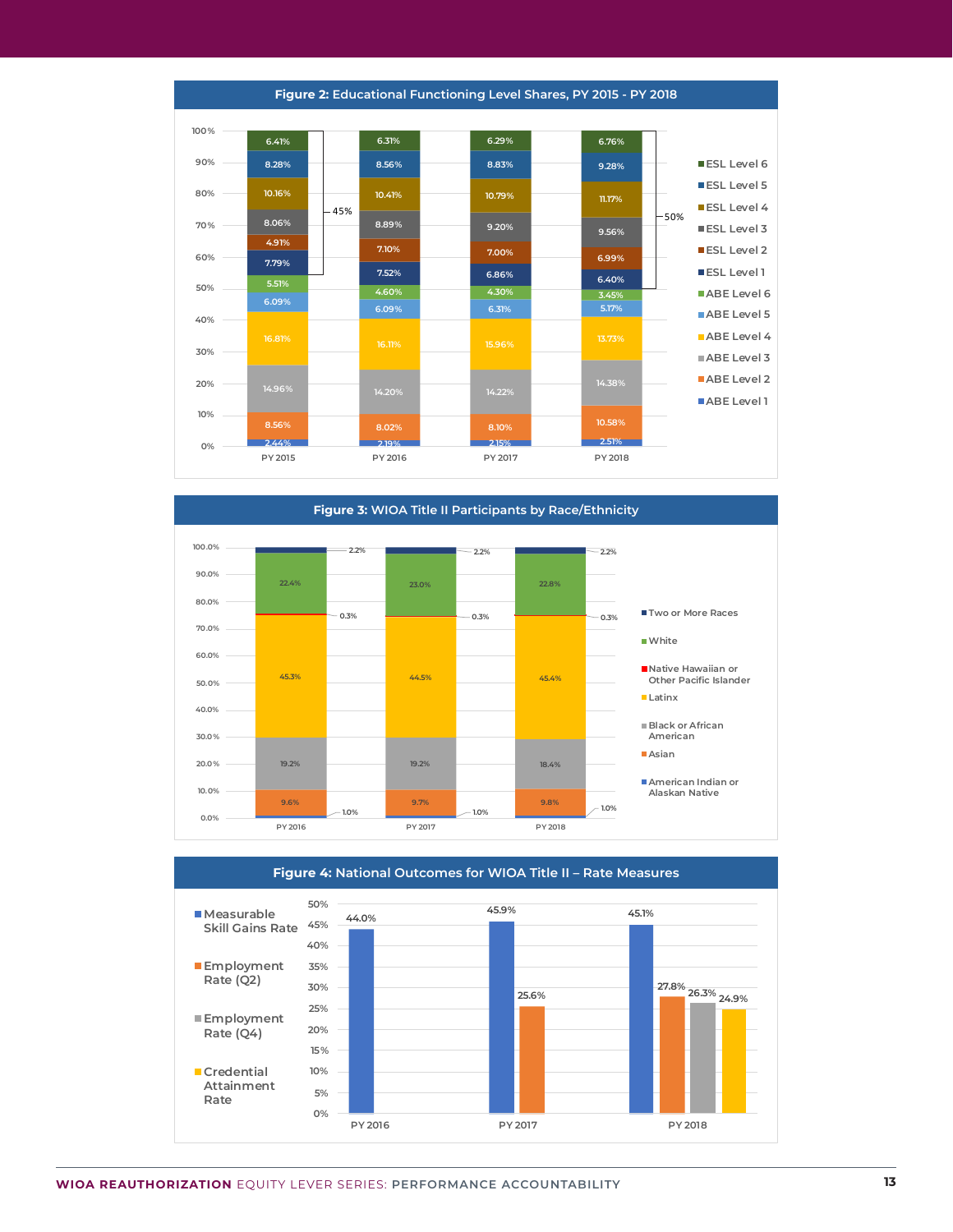**Figure 2:** Educational Functioning Level Shares, PY 2015 - PY 2018

| Level | PY 2015 | PY 2016 | PY 2017 | PY 2018 |
|---|---|---|---|---|
| ESL Level 6 | 6.41% | 6.31% | 6.29% | 6.76% |
| ESL Level 5 | 8.28% | 8.56% | 8.83% | 9.28% |
| ESL Level 4 | 10.16% | 10.41% | 10.79% | 11.17% |
| ESL Level 3 | 8.06% | 8.89% | 9.20% | 9.56% |
| ESL Level 2 | 4.91% | 7.10% | 7.00% | 6.99% |
| ESL Level 1 | 7.79% | 7.52% | 6.86% | 6.40% |
| ABE Level 6 | 5.51% | 4.60% | 4.30% | 3.45% |
| ABE Level 5 | 6.09% | 6.09% | 6.31% | 5.17% |
| ABE Level 4 | 16.81% | 16.11% | 15.96% | 13.73% |
| ABE Level 3 | 14.96% | 14.20% | 14.22% | 14.38% |
| ABE Level 2 | 8.56% | 8.02% | 8.10% | 10.58% |
| ABE Level 1 | 2.44% | 2.19% | 2.15% | 2.51% |

ESL levels combined: 45% (PY 2015); 50% (PY 2018)

**Figure 3:** WIOA Title II Participants by Race/Ethnicity

| Race/Ethnicity | PY 2016 | PY 2017 | PY 2018 |
|---|---|---|---|
| Two or More Races | 2.2% | 2.2% | 2.2% |
| White | 22.4% | 23.0% | 22.8% |
| Native Hawaiian or Other Pacific Islander | 0.3% | 0.3% | 0.3% |
| Latinx | 45.3% | 44.5% | 45.4% |
| Black or African American | 19.2% | 19.2% | 18.4% |
| Asian | 9.6% | 9.7% | 9.8% |
| American Indian or Alaskan Native | 1.0% | 1.0% | 1.0% |

**Figure 4:** National Outcomes for WIOA Title II – Rate Measures

| Measure | PY 2016 | PY 2017 | PY 2018 |
|---|---|---|---|
| Measurable Skill Gains Rate | 44.0% | 45.9% | 45.1% |
| Employment Rate (Q2) | | 25.6% | 27.8% |
| Employment Rate (Q4) | | | 26.3% |
| Credential Attainment Rate | | | 24.9% |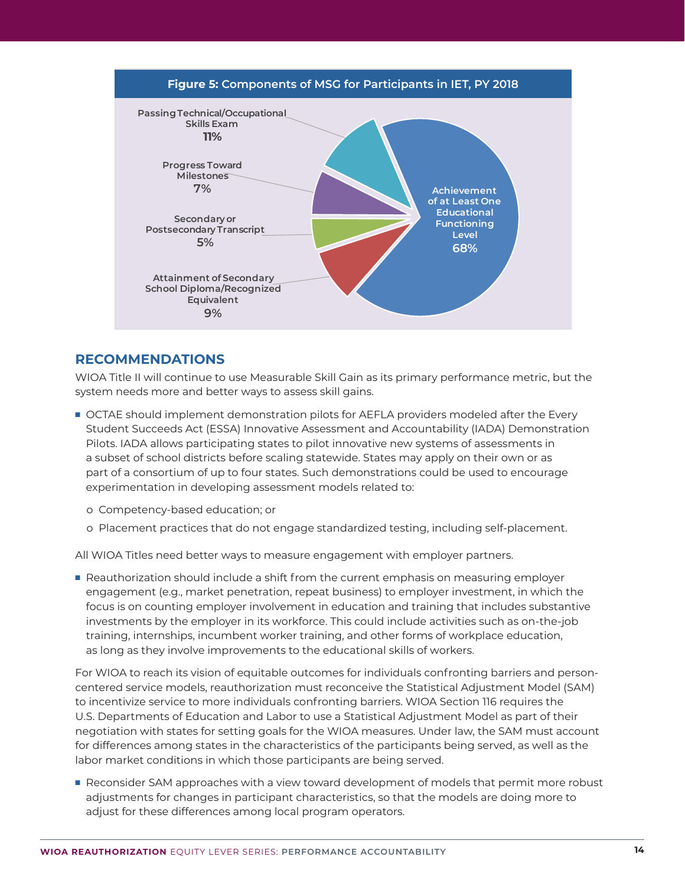**Figure 5: Components of MSG for Participants in IET, PY 2018**

| Component | Percent |
|---|---|
| Achievement of at Least One Educational Functioning Level | 68% |
| Passing Technical/Occupational Skills Exam | 11% |
| Attainment of Secondary School Diploma/Recognized Equivalent | 9% |
| Progress Toward Milestones | 7% |
| Secondary or Postsecondary Transcript | 5% |

## RECOMMENDATIONS

WIOA Title II will continue to use Measurable Skill Gain as its primary performance metric, but the system needs more and better ways to assess skill gains.

- OCTAE should implement demonstration pilots for AEFLA providers modeled after the Every Student Succeeds Act (ESSA) Innovative Assessment and Accountability (IADA) Demonstration Pilots. IADA allows participating states to pilot innovative new systems of assessments in a subset of school districts before scaling statewide. States may apply on their own or as part of a consortium of up to four states. Such demonstrations could be used to encourage experimentation in developing assessment models related to:
  - Competency-based education; or
  - Placement practices that do not engage standardized testing, including self-placement.

All WIOA Titles need better ways to measure engagement with employer partners.

- Reauthorization should include a shift from the current emphasis on measuring employer engagement (e.g., market penetration, repeat business) to employer investment, in which the focus is on counting employer involvement in education and training that includes substantive investments by the employer in its workforce. This could include activities such as on-the-job training, internships, incumbent worker training, and other forms of workplace education, as long as they involve improvements to the educational skills of workers.

For WIOA to reach its vision of equitable outcomes for individuals confronting barriers and person-centered service models, reauthorization must reconceive the Statistical Adjustment Model (SAM) to incentivize service to more individuals confronting barriers. WIOA Section 116 requires the U.S. Departments of Education and Labor to use a Statistical Adjustment Model as part of their negotiation with states for setting goals for the WIOA measures. Under law, the SAM must account for differences among states in the characteristics of the participants being served, as well as the labor market conditions in which those participants are being served.

- Reconsider SAM approaches with a view toward development of models that permit more robust adjustments for changes in participant characteristics, so that the models are doing more to adjust for these differences among local program operators.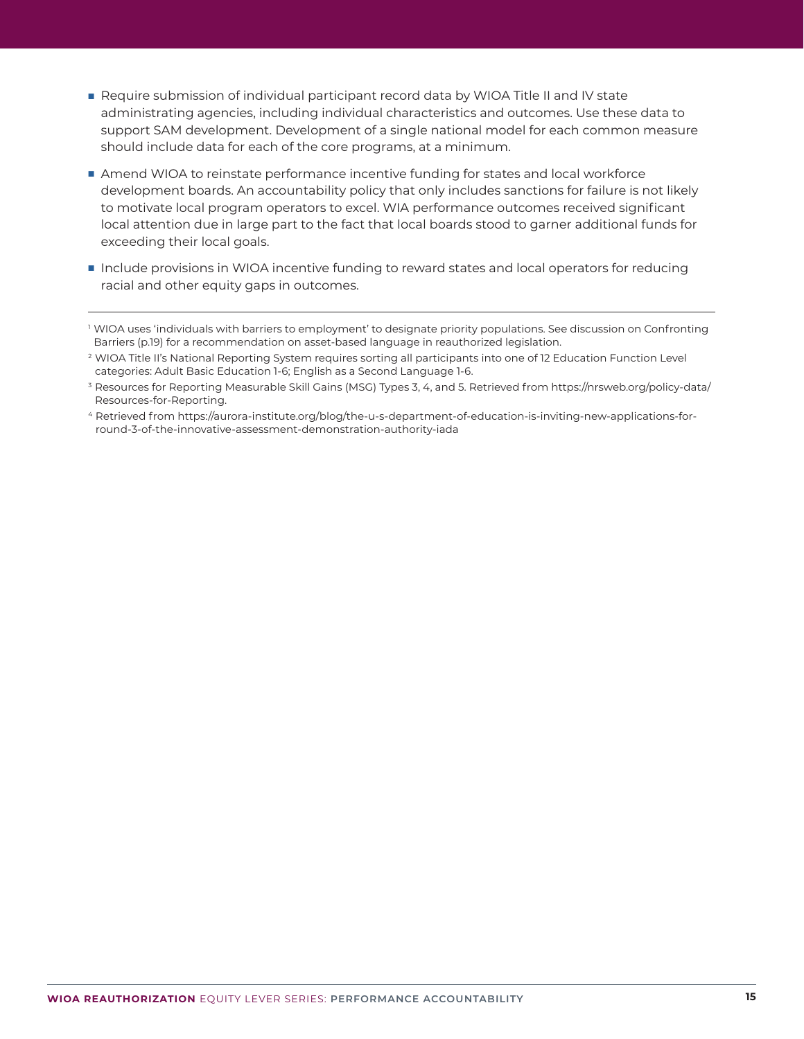- Require submission of individual participant record data by WIOA Title II and IV state administrating agencies, including individual characteristics and outcomes. Use these data to support SAM development. Development of a single national model for each common measure should include data for each of the core programs, at a minimum.
- Amend WIOA to reinstate performance incentive funding for states and local workforce development boards. An accountability policy that only includes sanctions for failure is not likely to motivate local program operators to excel. WIA performance outcomes received significant local attention due in large part to the fact that local boards stood to garner additional funds for exceeding their local goals.
- Include provisions in WIOA incentive funding to reward states and local operators for reducing racial and other equity gaps in outcomes.

---

[1] WIOA uses 'individuals with barriers to employment' to designate priority populations. See discussion on Confronting Barriers (p.19) for a recommendation on asset-based language in reauthorized legislation.

[2] WIOA Title II's National Reporting System requires sorting all participants into one of 12 Education Function Level categories: Adult Basic Education 1-6; English as a Second Language 1-6.

[3] Resources for Reporting Measurable Skill Gains (MSG) Types 3, 4, and 5. Retrieved from https://nrsweb.org/policy-data/Resources-for-Reporting.

[4] Retrieved from https://aurora-institute.org/blog/the-u-s-department-of-education-is-inviting-new-applications-for-round-3-of-the-innovative-assessment-demonstration-authority-iada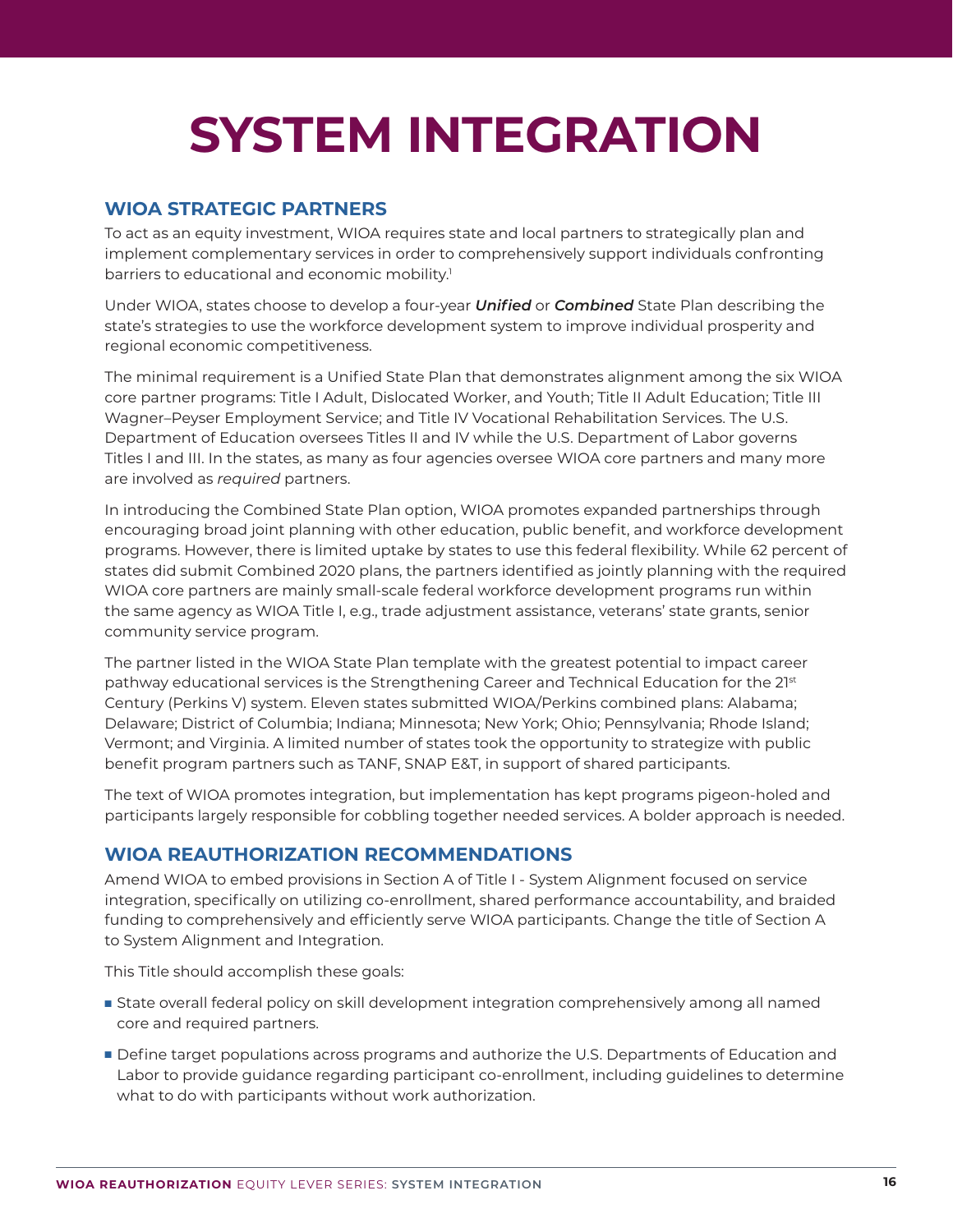# SYSTEM INTEGRATION

## WIOA STRATEGIC PARTNERS

To act as an equity investment, WIOA requires state and local partners to strategically plan and implement complementary services in order to comprehensively support individuals confronting barriers to educational and economic mobility.[1]

Under WIOA, states choose to develop a four-year ***Unified*** or ***Combined*** State Plan describing the state's strategies to use the workforce development system to improve individual prosperity and regional economic competitiveness.

The minimal requirement is a Unified State Plan that demonstrates alignment among the six WIOA core partner programs: Title I Adult, Dislocated Worker, and Youth; Title II Adult Education; Title III Wagner–Peyser Employment Service; and Title IV Vocational Rehabilitation Services. The U.S. Department of Education oversees Titles II and IV while the U.S. Department of Labor governs Titles I and III. In the states, as many as four agencies oversee WIOA core partners and many more are involved as *required* partners.

In introducing the Combined State Plan option, WIOA promotes expanded partnerships through encouraging broad joint planning with other education, public benefit, and workforce development programs. However, there is limited uptake by states to use this federal flexibility. While 62 percent of states did submit Combined 2020 plans, the partners identified as jointly planning with the required WIOA core partners are mainly small-scale federal workforce development programs run within the same agency as WIOA Title I, e.g., trade adjustment assistance, veterans' state grants, senior community service program.

The partner listed in the WIOA State Plan template with the greatest potential to impact career pathway educational services is the Strengthening Career and Technical Education for the 21st Century (Perkins V) system. Eleven states submitted WIOA/Perkins combined plans: Alabama; Delaware; District of Columbia; Indiana; Minnesota; New York; Ohio; Pennsylvania; Rhode Island; Vermont; and Virginia. A limited number of states took the opportunity to strategize with public benefit program partners such as TANF, SNAP E&T, in support of shared participants.

The text of WIOA promotes integration, but implementation has kept programs pigeon-holed and participants largely responsible for cobbling together needed services. A bolder approach is needed.

## WIOA REAUTHORIZATION RECOMMENDATIONS

Amend WIOA to embed provisions in Section A of Title I - System Alignment focused on service integration, specifically on utilizing co-enrollment, shared performance accountability, and braided funding to comprehensively and efficiently serve WIOA participants. Change the title of Section A to System Alignment and Integration.

This Title should accomplish these goals:

- State overall federal policy on skill development integration comprehensively among all named core and required partners.
- Define target populations across programs and authorize the U.S. Departments of Education and Labor to provide guidance regarding participant co-enrollment, including guidelines to determine what to do with participants without work authorization.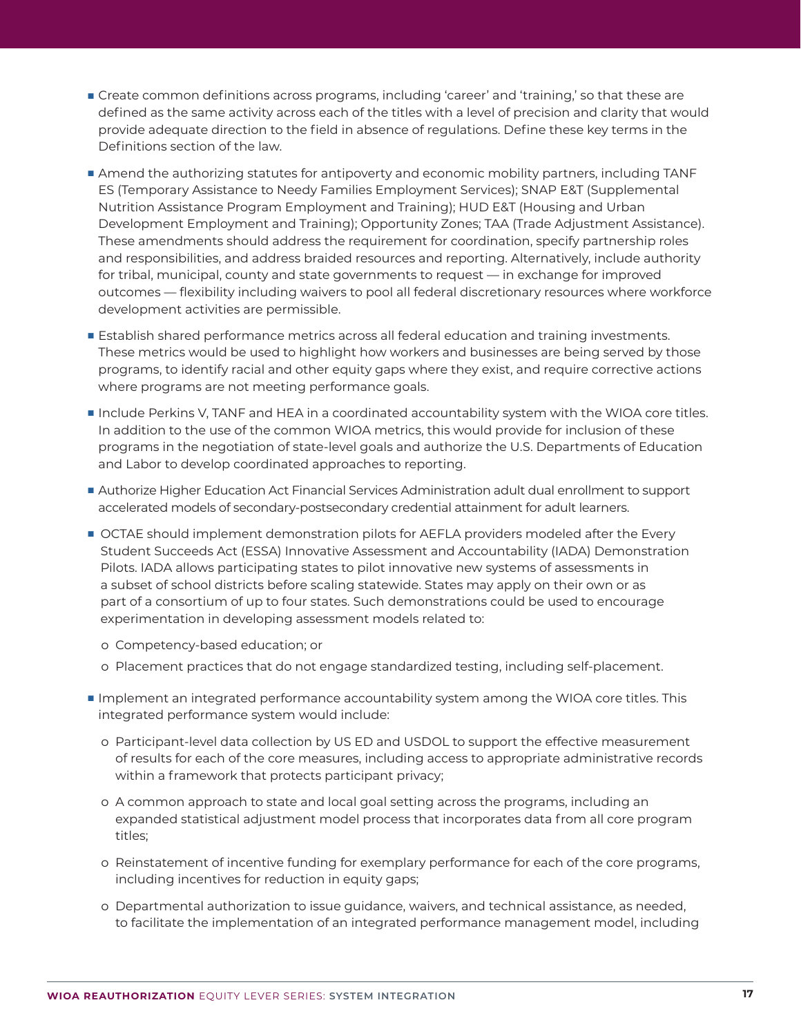- Create common definitions across programs, including 'career' and 'training,' so that these are defined as the same activity across each of the titles with a level of precision and clarity that would provide adequate direction to the field in absence of regulations. Define these key terms in the Definitions section of the law.
- Amend the authorizing statutes for antipoverty and economic mobility partners, including TANF ES (Temporary Assistance to Needy Families Employment Services); SNAP E&T (Supplemental Nutrition Assistance Program Employment and Training); HUD E&T (Housing and Urban Development Employment and Training); Opportunity Zones; TAA (Trade Adjustment Assistance). These amendments should address the requirement for coordination, specify partnership roles and responsibilities, and address braided resources and reporting. Alternatively, include authority for tribal, municipal, county and state governments to request — in exchange for improved outcomes — flexibility including waivers to pool all federal discretionary resources where workforce development activities are permissible.
- Establish shared performance metrics across all federal education and training investments. These metrics would be used to highlight how workers and businesses are being served by those programs, to identify racial and other equity gaps where they exist, and require corrective actions where programs are not meeting performance goals.
- Include Perkins V, TANF and HEA in a coordinated accountability system with the WIOA core titles. In addition to the use of the common WIOA metrics, this would provide for inclusion of these programs in the negotiation of state-level goals and authorize the U.S. Departments of Education and Labor to develop coordinated approaches to reporting.
- Authorize Higher Education Act Financial Services Administration adult dual enrollment to support accelerated models of secondary-postsecondary credential attainment for adult learners.
- OCTAE should implement demonstration pilots for AEFLA providers modeled after the Every Student Succeeds Act (ESSA) Innovative Assessment and Accountability (IADA) Demonstration Pilots. IADA allows participating states to pilot innovative new systems of assessments in a subset of school districts before scaling statewide. States may apply on their own or as part of a consortium of up to four states. Such demonstrations could be used to encourage experimentation in developing assessment models related to:
    - Competency-based education; or
    - Placement practices that do not engage standardized testing, including self-placement.
- Implement an integrated performance accountability system among the WIOA core titles. This integrated performance system would include:
    - Participant-level data collection by US ED and USDOL to support the effective measurement of results for each of the core measures, including access to appropriate administrative records within a framework that protects participant privacy;
    - A common approach to state and local goal setting across the programs, including an expanded statistical adjustment model process that incorporates data from all core program titles;
    - Reinstatement of incentive funding for exemplary performance for each of the core programs, including incentives for reduction in equity gaps;
    - Departmental authorization to issue guidance, waivers, and technical assistance, as needed, to facilitate the implementation of an integrated performance management model, including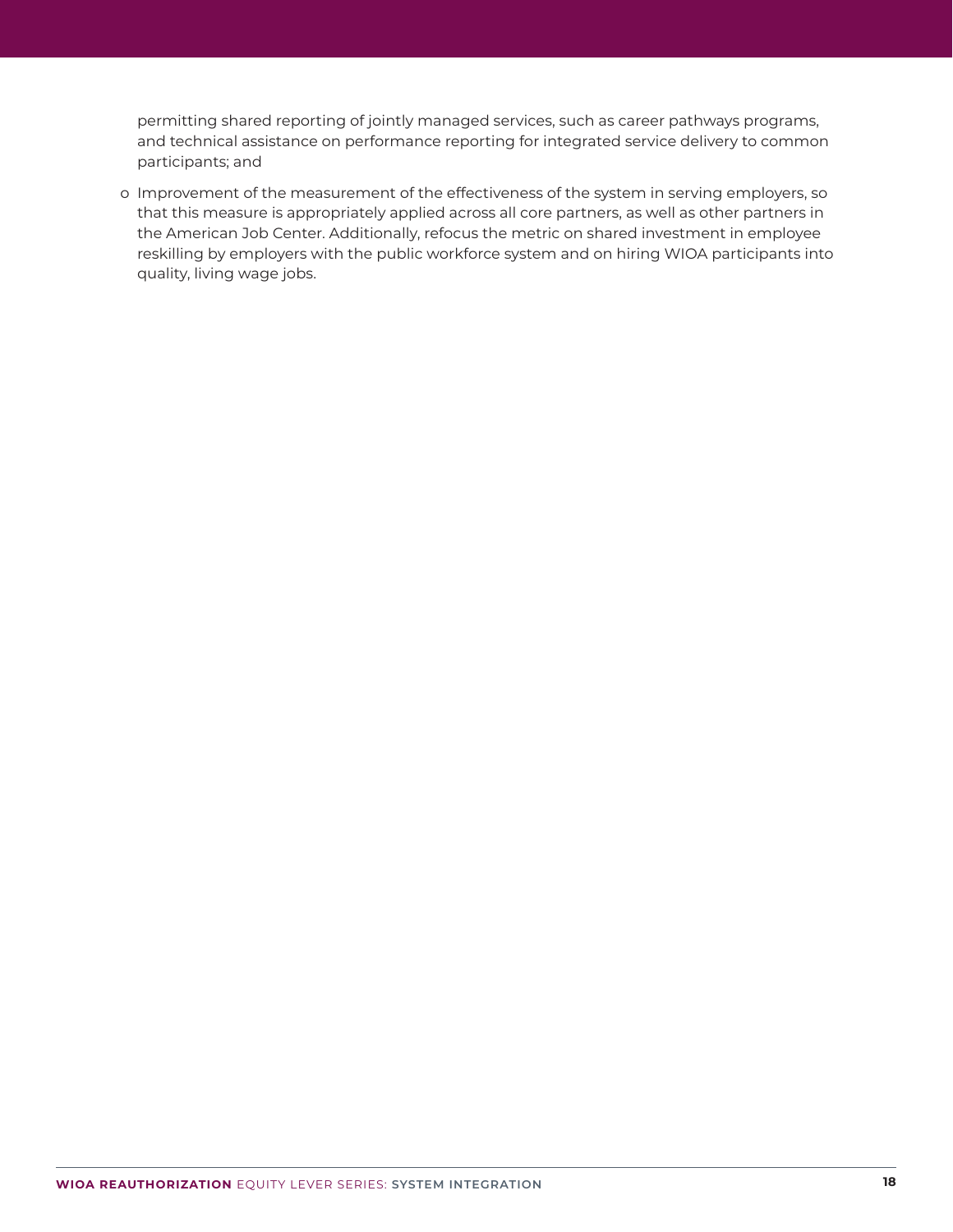permitting shared reporting of jointly managed services, such as career pathways programs, and technical assistance on performance reporting for integrated service delivery to common participants; and

- Improvement of the measurement of the effectiveness of the system in serving employers, so that this measure is appropriately applied across all core partners, as well as other partners in the American Job Center. Additionally, refocus the metric on shared investment in employee reskilling by employers with the public workforce system and on hiring WIOA participants into quality, living wage jobs.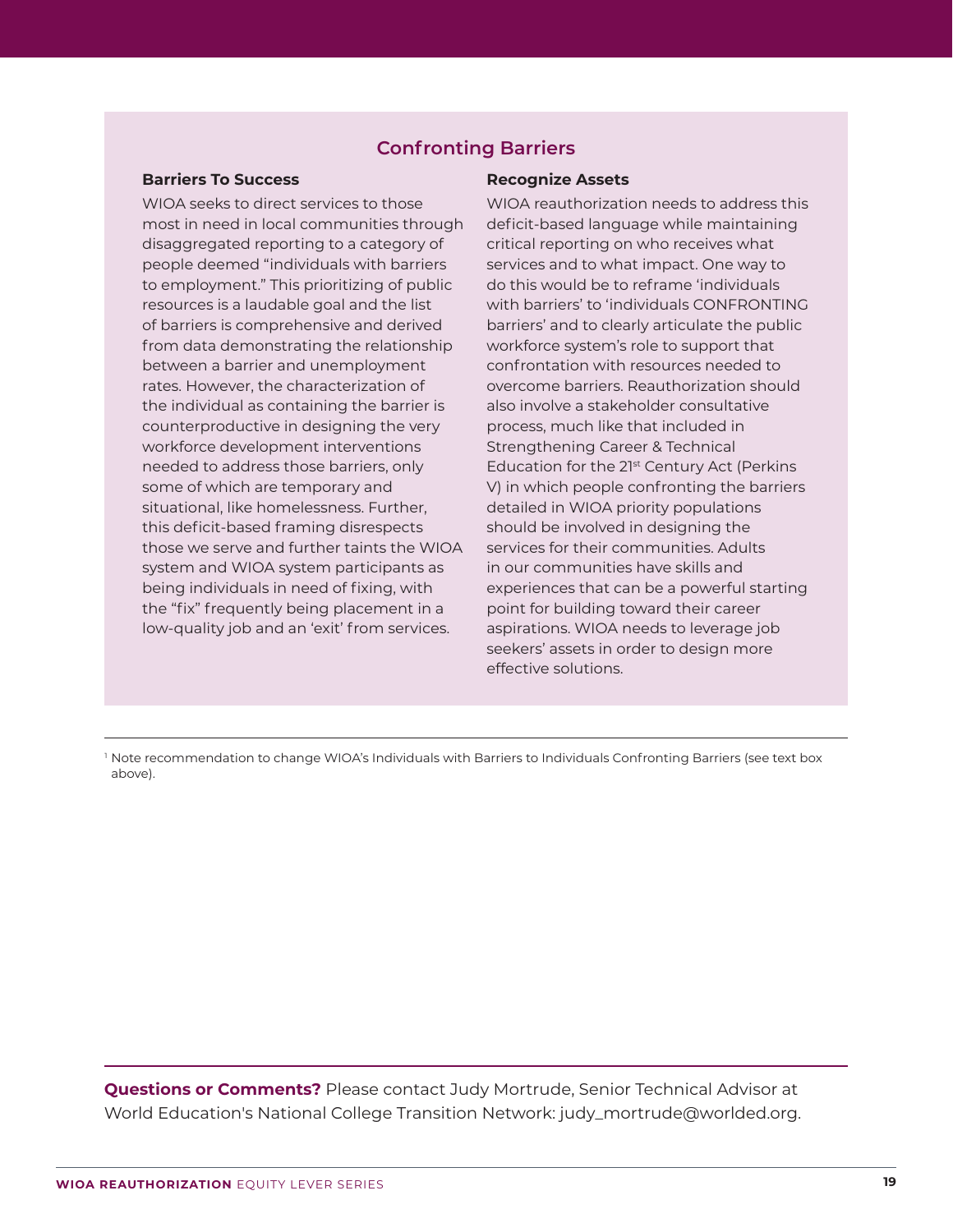## Confronting Barriers

### Barriers To Success

WIOA seeks to direct services to those most in need in local communities through disaggregated reporting to a category of people deemed "individuals with barriers to employment." This prioritizing of public resources is a laudable goal and the list of barriers is comprehensive and derived from data demonstrating the relationship between a barrier and unemployment rates. However, the characterization of the individual as containing the barrier is counterproductive in designing the very workforce development interventions needed to address those barriers, only some of which are temporary and situational, like homelessness. Further, this deficit-based framing disrespects those we serve and further taints the WIOA system and WIOA system participants as being individuals in need of fixing, with the "fix" frequently being placement in a low-quality job and an 'exit' from services.

### Recognize Assets

WIOA reauthorization needs to address this deficit-based language while maintaining critical reporting on who receives what services and to what impact. One way to do this would be to reframe 'individuals with barriers' to 'individuals CONFRONTING barriers' and to clearly articulate the public workforce system's role to support that confrontation with resources needed to overcome barriers. Reauthorization should also involve a stakeholder consultative process, much like that included in Strengthening Career & Technical Education for the 21st Century Act (Perkins V) in which people confronting the barriers detailed in WIOA priority populations should be involved in designing the services for their communities. Adults in our communities have skills and experiences that can be a powerful starting point for building toward their career aspirations. WIOA needs to leverage job seekers' assets in order to design more effective solutions.

---

[1] Note recommendation to change WIOA's Individuals with Barriers to Individuals Confronting Barriers (see text box above).

---

**Questions or Comments?** Please contact Judy Mortrude, Senior Technical Advisor at World Education's National College Transition Network: judy_mortrude@worlded.org.